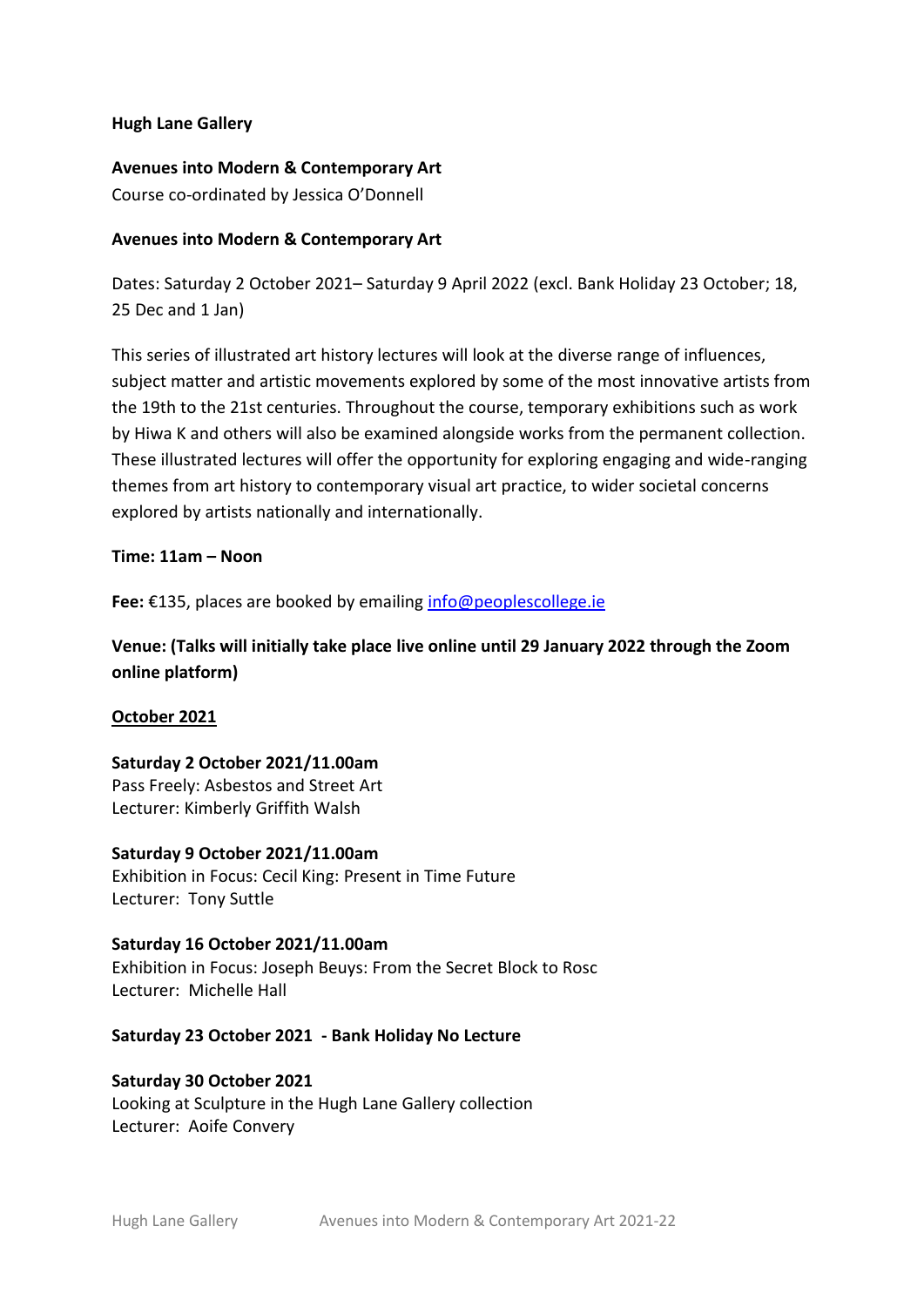**Hugh Lane Gallery**

**Avenues into Modern & Contemporary Art**
Course co-ordinated by Jessica O'Donnell

**Avenues into Modern & Contemporary Art**

Dates: Saturday 2 October 2021– Saturday 9 April 2022 (excl. Bank Holiday 23 October; 18, 25 Dec and 1 Jan)

This series of illustrated art history lectures will look at the diverse range of influences, subject matter and artistic movements explored by some of the most innovative artists from the 19th to the 21st centuries. Throughout the course, temporary exhibitions such as work by Hiwa K and others will also be examined alongside works from the permanent collection. These illustrated lectures will offer the opportunity for exploring engaging and wide-ranging themes from art history to contemporary visual art practice, to wider societal concerns explored by artists nationally and internationally.

**Time: 11am – Noon**

**Fee:** €135, places are booked by emailing info@peoplescollege.ie

**Venue: (Talks will initially take place live online until 29 January 2022 through the Zoom online platform)**

**October 2021**

**Saturday 2 October 2021/11.00am**
Pass Freely: Asbestos and Street Art
Lecturer: Kimberly Griffith Walsh

**Saturday 9 October 2021/11.00am**
Exhibition in Focus: Cecil King: Present in Time Future
Lecturer: Tony Suttle

**Saturday 16 October 2021/11.00am**
Exhibition in Focus: Joseph Beuys: From the Secret Block to Rosc
Lecturer: Michelle Hall

**Saturday 23 October 2021 - Bank Holiday No Lecture**

**Saturday 30 October 2021**
Looking at Sculpture in the Hugh Lane Gallery collection
Lecturer: Aoife Convery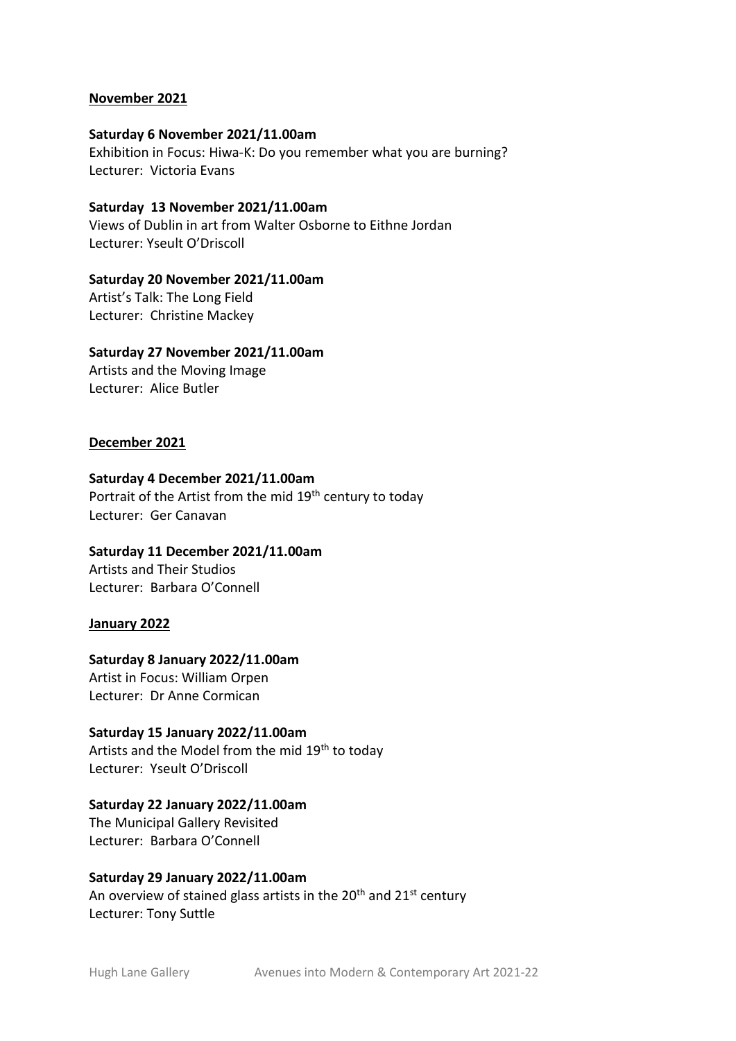**November 2021**

**Saturday 6 November 2021/11.00am**
Exhibition in Focus: Hiwa-K: Do you remember what you are burning?
Lecturer: Victoria Evans

**Saturday 13 November 2021/11.00am**
Views of Dublin in art from Walter Osborne to Eithne Jordan
Lecturer: Yseult O'Driscoll

**Saturday 20 November 2021/11.00am**
Artist's Talk: The Long Field
Lecturer: Christine Mackey

**Saturday 27 November 2021/11.00am**
Artists and the Moving Image
Lecturer: Alice Butler

**December 2021**

**Saturday 4 December 2021/11.00am**
Portrait of the Artist from the mid 19th century to today
Lecturer: Ger Canavan

**Saturday 11 December 2021/11.00am**
Artists and Their Studios
Lecturer: Barbara O'Connell

**January 2022**

**Saturday 8 January 2022/11.00am**
Artist in Focus: William Orpen
Lecturer: Dr Anne Cormican

**Saturday 15 January 2022/11.00am**
Artists and the Model from the mid 19th to today
Lecturer: Yseult O'Driscoll

**Saturday 22 January 2022/11.00am**
The Municipal Gallery Revisited
Lecturer: Barbara O'Connell

**Saturday 29 January 2022/11.00am**
An overview of stained glass artists in the 20th and 21st century
Lecturer: Tony Suttle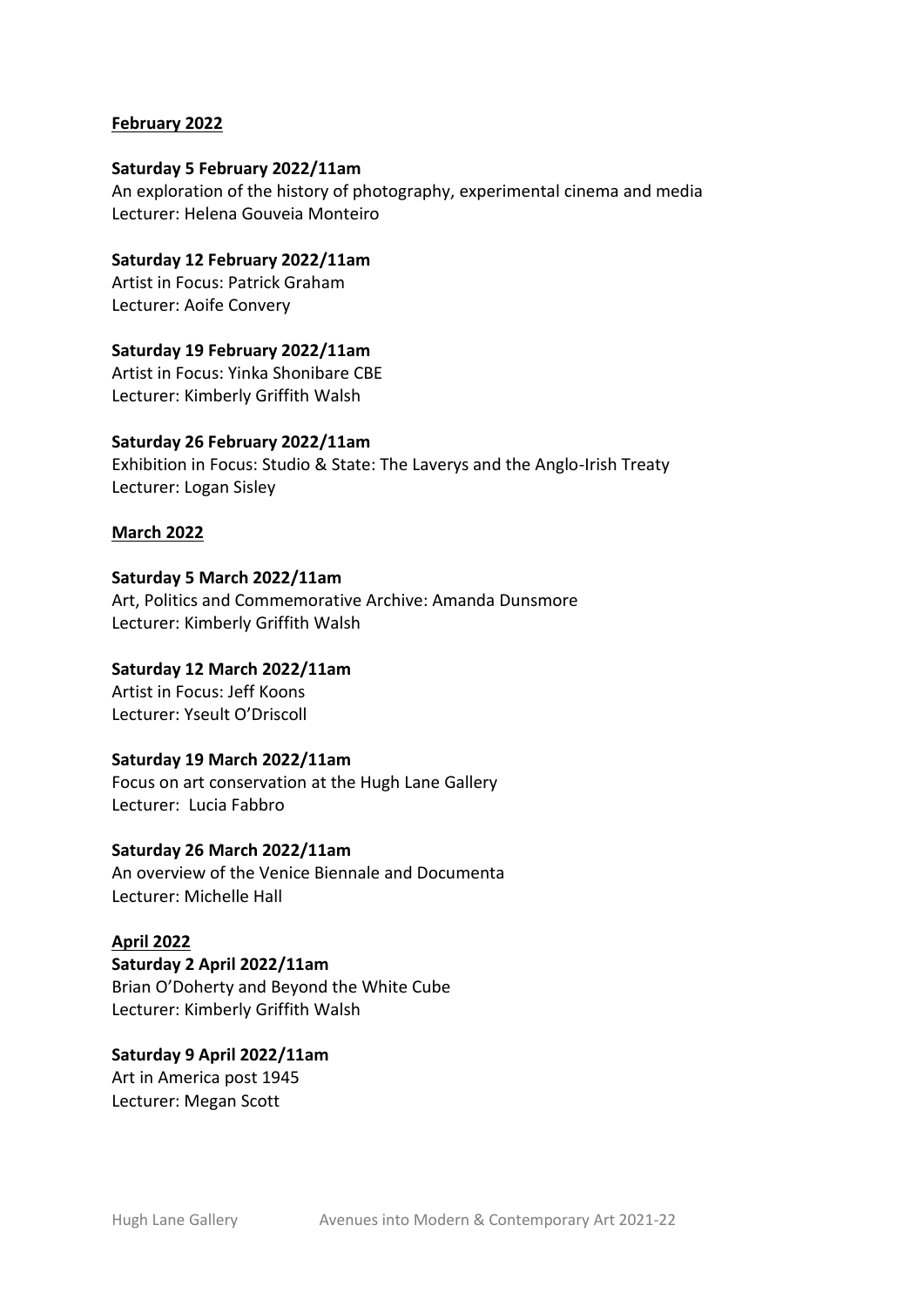**February 2022**

**Saturday 5 February 2022/11am**
An exploration of the history of photography, experimental cinema and media
Lecturer: Helena Gouveia Monteiro

**Saturday 12 February 2022/11am**
Artist in Focus: Patrick Graham
Lecturer: Aoife Convery

**Saturday 19 February 2022/11am**
Artist in Focus: Yinka Shonibare CBE
Lecturer: Kimberly Griffith Walsh

**Saturday 26 February 2022/11am**
Exhibition in Focus: Studio & State: The Laverys and the Anglo-Irish Treaty
Lecturer: Logan Sisley

**March 2022**

**Saturday 5 March 2022/11am**
Art, Politics and Commemorative Archive: Amanda Dunsmore
Lecturer: Kimberly Griffith Walsh

**Saturday 12 March 2022/11am**
Artist in Focus: Jeff Koons
Lecturer: Yseult O'Driscoll

**Saturday 19 March 2022/11am**
Focus on art conservation at the Hugh Lane Gallery
Lecturer: Lucia Fabbro

**Saturday 26 March 2022/11am**
An overview of the Venice Biennale and Documenta
Lecturer: Michelle Hall

**April 2022**

**Saturday 2 April 2022/11am**
Brian O'Doherty and Beyond the White Cube
Lecturer: Kimberly Griffith Walsh

**Saturday 9 April 2022/11am**
Art in America post 1945
Lecturer: Megan Scott